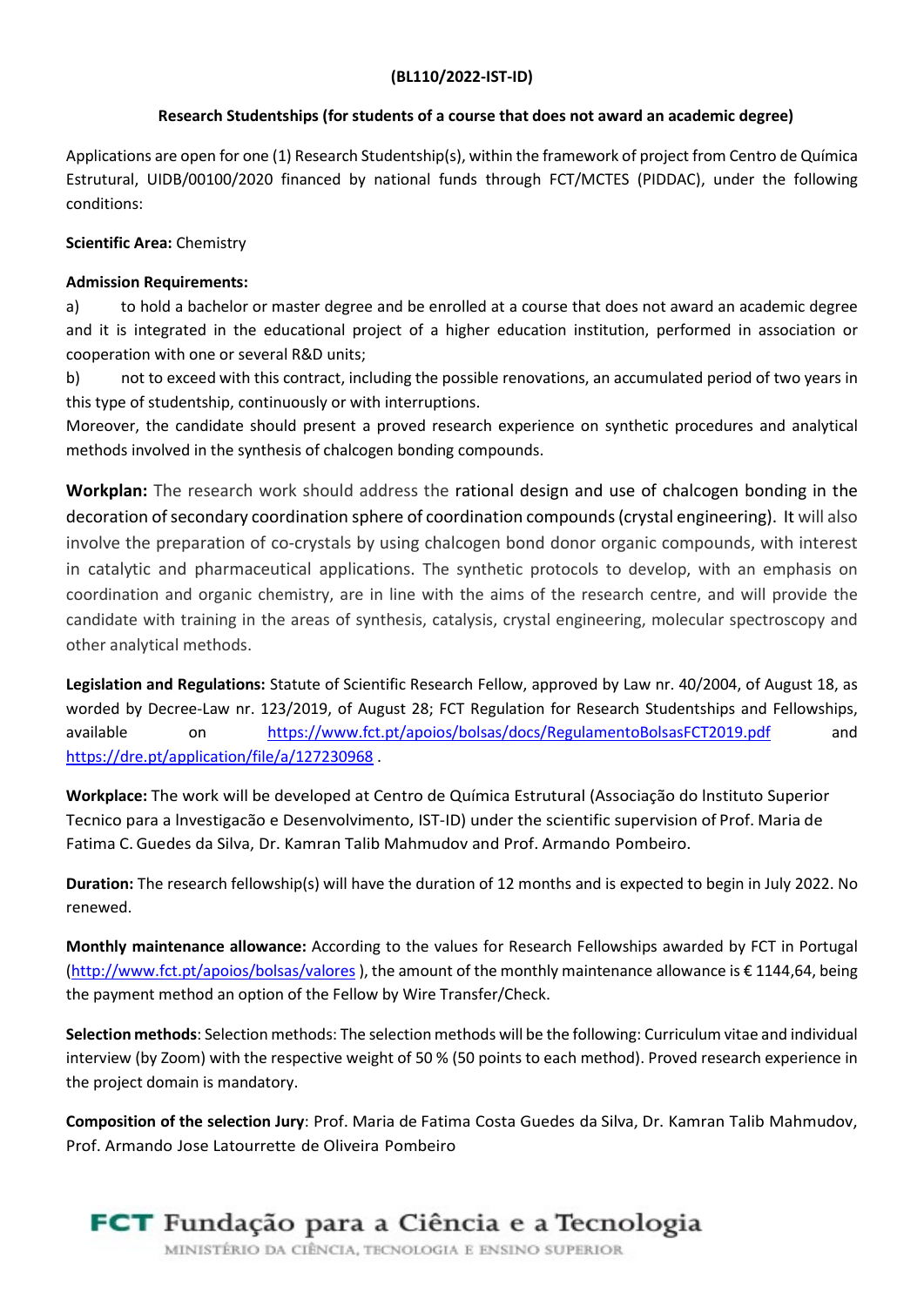**(BL110/2022-IST-ID)**

**Research Studentships (for students of a course that does not award an academic degree)**

Applications are open for one (1) Research Studentship(s), within the framework of project from Centro de Química Estrutural, UIDB/00100/2020 financed by national funds through FCT/MCTES (PIDDAC), under the following conditions:

**Scientific Area:** Chemistry

**Admission Requirements:**

a) to hold a bachelor or master degree and be enrolled at a course that does not award an academic degree and it is integrated in the educational project of a higher education institution, performed in association or cooperation with one or several R&D units;

b) not to exceed with this contract, including the possible renovations, an accumulated period of two years in this type of studentship, continuously or with interruptions.

Moreover, the candidate should present a proved research experience on synthetic procedures and analytical methods involved in the synthesis of chalcogen bonding compounds.

**Workplan:** The research work should address the rational design and use of chalcogen bonding in the decoration of secondary coordination sphere of coordination compounds (crystal engineering). It will also involve the preparation of co-crystals by using chalcogen bond donor organic compounds, with interest in catalytic and pharmaceutical applications. The synthetic protocols to develop, with an emphasis on coordination and organic chemistry, are in line with the aims of the research centre, and will provide the candidate with training in the areas of synthesis, catalysis, crystal engineering, molecular spectroscopy and other analytical methods.

**Legislation and Regulations:** Statute of Scientific Research Fellow, approved by Law nr. 40/2004, of August 18, as worded by Decree-Law nr. 123/2019, of August 28; FCT Regulation for Research Studentships and Fellowships, available on https://www.fct.pt/apoios/bolsas/docs/RegulamentoBolsasFCT2019.pdf and https://dre.pt/application/file/a/127230968 .

**Workplace:** The work will be developed at Centro de Química Estrutural (Associação do Instituto Superior Tecnico para a Investigacão e Desenvolvimento, IST-ID) under the scientific supervision of Prof. Maria de Fatima C. Guedes da Silva, Dr. Kamran Talib Mahmudov and Prof. Armando Pombeiro.

**Duration:** The research fellowship(s) will have the duration of 12 months and is expected to begin in July 2022. No renewed.

**Monthly maintenance allowance:** According to the values for Research Fellowships awarded by FCT in Portugal (http://www.fct.pt/apoios/bolsas/valores ), the amount of the monthly maintenance allowance is € 1144,64, being the payment method an option of the Fellow by Wire Transfer/Check.

**Selection methods**: Selection methods: The selection methods will be the following: Curriculum vitae and individual interview (by Zoom) with the respective weight of 50 % (50 points to each method). Proved research experience in the project domain is mandatory.

**Composition of the selection Jury**: Prof. Maria de Fatima Costa Guedes da Silva, Dr. Kamran Talib Mahmudov, Prof. Armando Jose Latourrette de Oliveira Pombeiro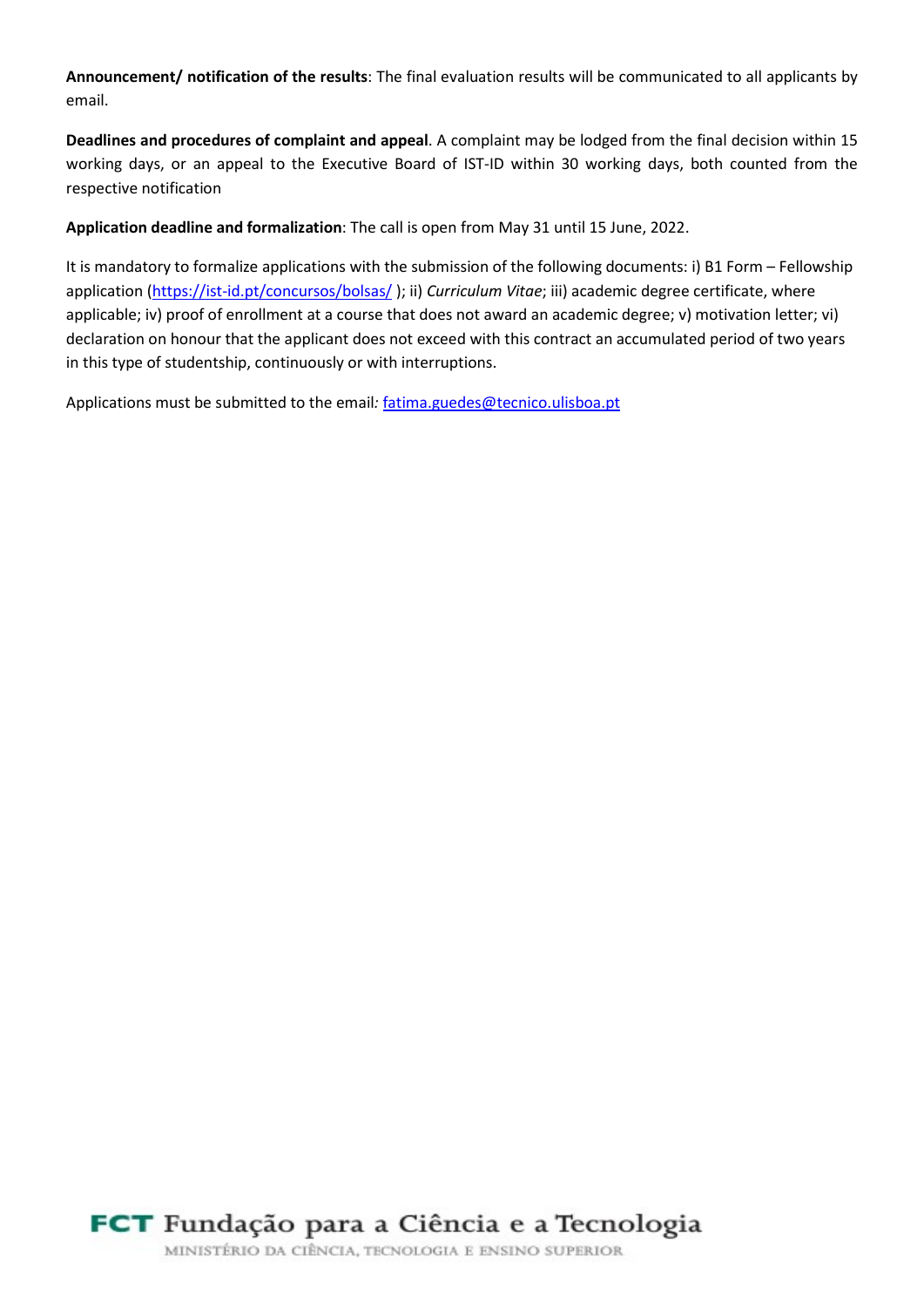**Announcement/ notification of the results**: The final evaluation results will be communicated to all applicants by email.

**Deadlines and procedures of complaint and appeal**. A complaint may be lodged from the final decision within 15 working days, or an appeal to the Executive Board of IST-ID within 30 working days, both counted from the respective notification

**Application deadline and formalization**: The call is open from May 31 until 15 June, 2022.

It is mandatory to formalize applications with the submission of the following documents: i) B1 Form – Fellowship application (https://ist-id.pt/concursos/bolsas/ ); ii) *Curriculum Vitae*; iii) academic degree certificate, where applicable; iv) proof of enrollment at a course that does not award an academic degree; v) motivation letter; vi) declaration on honour that the applicant does not exceed with this contract an accumulated period of two years in this type of studentship, continuously or with interruptions.

Applications must be submitted to the email*:* fatima.guedes@tecnico.ulisboa.pt

FCT Fundação para a Ciência e a Tecnologia

MINISTÉRIO DA CIÊNCIA, TECNOLOGIA E ENSINO SUPERIOR